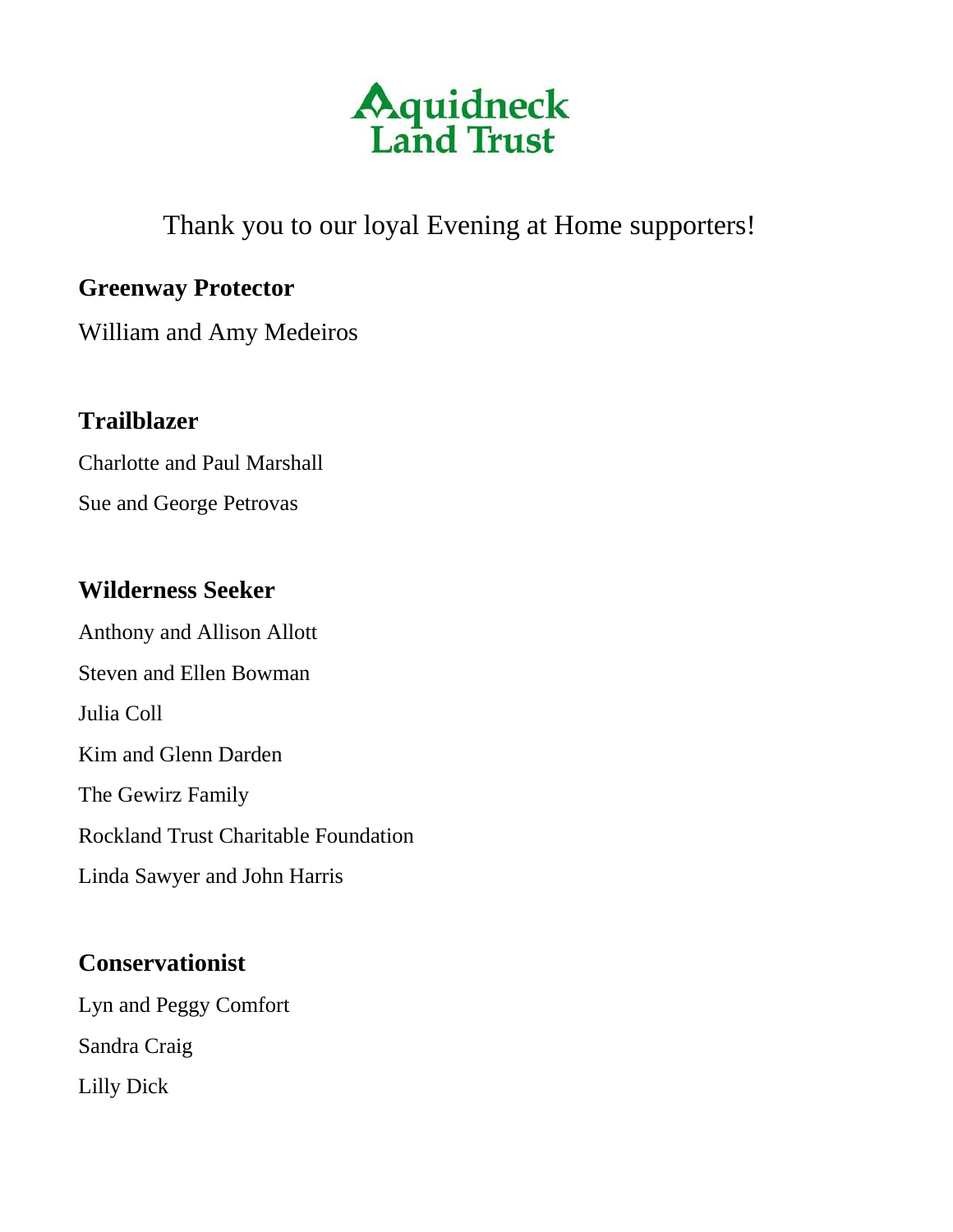Aquidneck Land Trust

Thank you to our loyal Evening at Home supporters!

## Greenway Protector

William and Amy Medeiros

## Trailblazer

Charlotte and Paul Marshall

Sue and George Petrovas

## Wilderness Seeker

Anthony and Allison Allott

Steven and Ellen Bowman

Julia Coll

Kim and Glenn Darden

The Gewirz Family

Rockland Trust Charitable Foundation

Linda Sawyer and John Harris

## Conservationist

Lyn and Peggy Comfort

Sandra Craig

Lilly Dick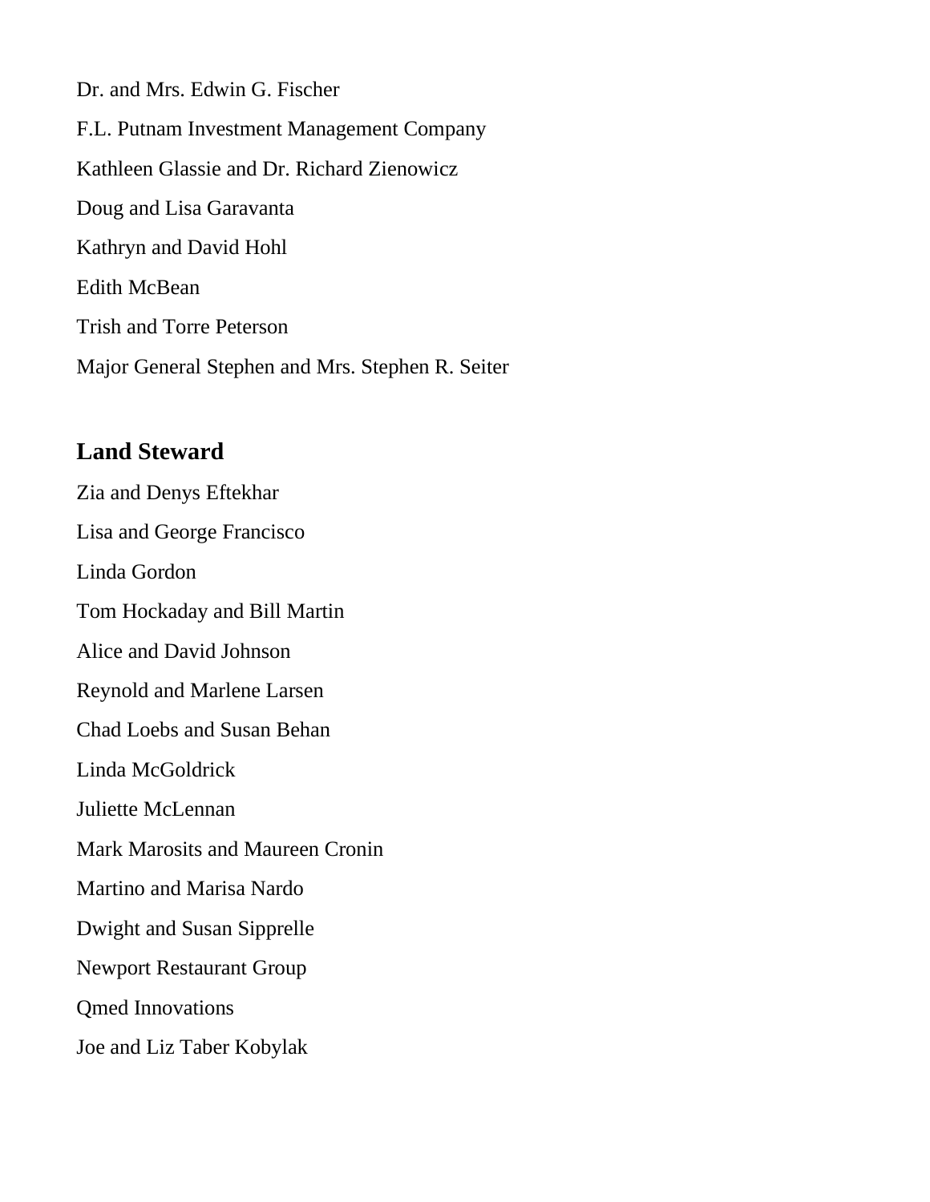Dr. and Mrs. Edwin G. Fischer

F.L. Putnam Investment Management Company

Kathleen Glassie and Dr. Richard Zienowicz

Doug and Lisa Garavanta

Kathryn and David Hohl

Edith McBean

Trish and Torre Peterson

Major General Stephen and Mrs. Stephen R. Seiter

## Land Steward

Zia and Denys Eftekhar

Lisa and George Francisco

Linda Gordon

Tom Hockaday and Bill Martin

Alice and David Johnson

Reynold and Marlene Larsen

Chad Loebs and Susan Behan

Linda McGoldrick

Juliette McLennan

Mark Marosits and Maureen Cronin

Martino and Marisa Nardo

Dwight and Susan Sipprelle

Newport Restaurant Group

Qmed Innovations

Joe and Liz Taber Kobylak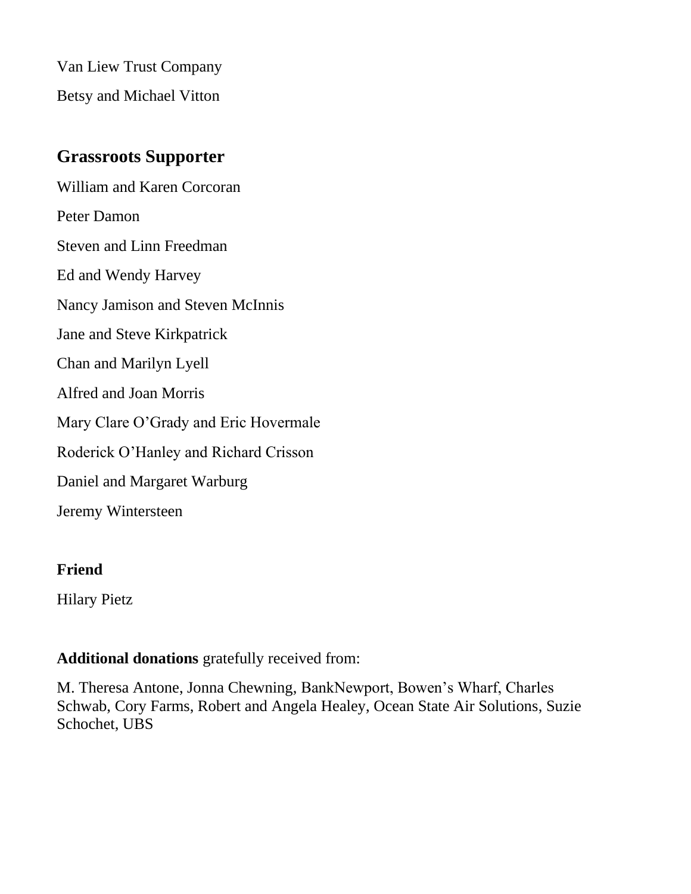Van Liew Trust Company

Betsy and Michael Vitton

## Grassroots Supporter

William and Karen Corcoran

Peter Damon

Steven and Linn Freedman

Ed and Wendy Harvey

Nancy Jamison and Steven McInnis

Jane and Steve Kirkpatrick

Chan and Marilyn Lyell

Alfred and Joan Morris

Mary Clare O'Grady and Eric Hovermale

Roderick O'Hanley and Richard Crisson

Daniel and Margaret Warburg

Jeremy Wintersteen

### Friend

Hilary Pietz

**Additional donations** gratefully received from:

M. Theresa Antone, Jonna Chewning, BankNewport, Bowen's Wharf, Charles Schwab, Cory Farms, Robert and Angela Healey, Ocean State Air Solutions, Suzie Schochet, UBS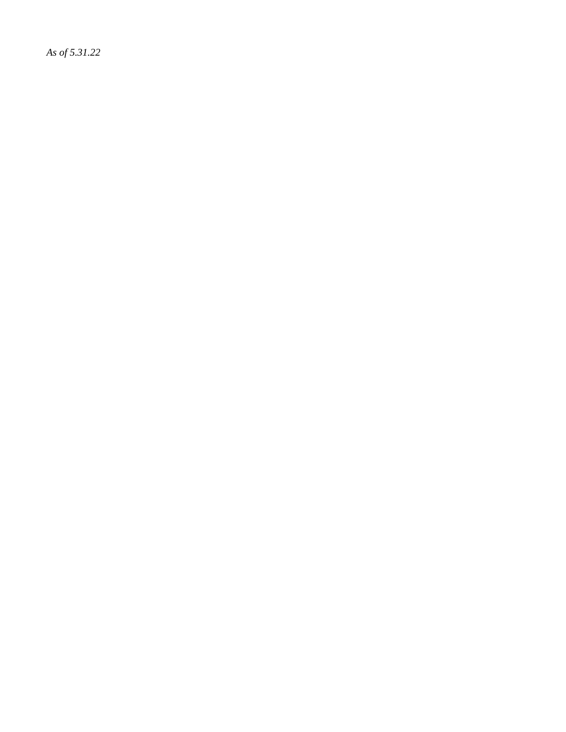*As of 5.31.22*